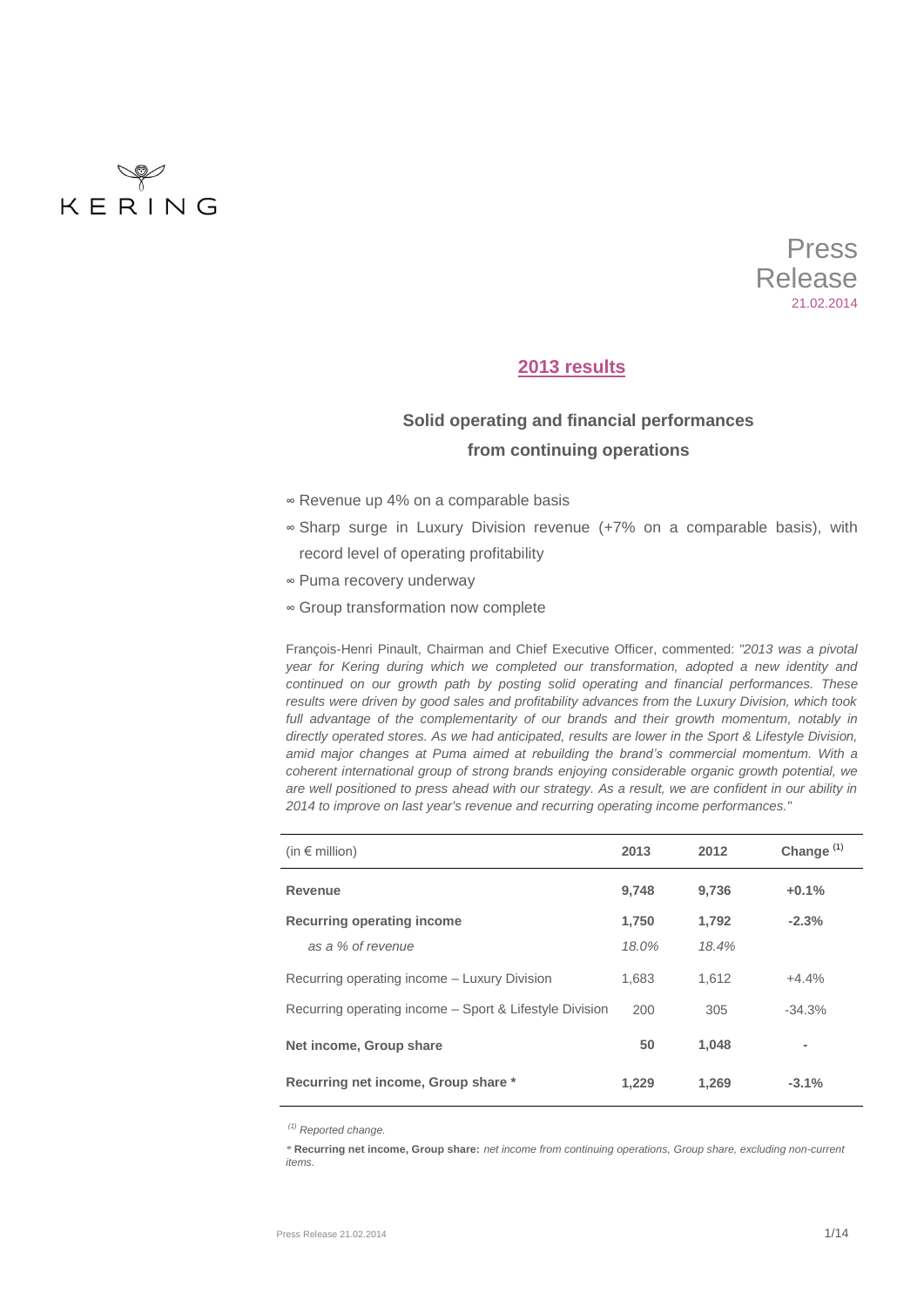KERING

Press Release
21.02.2014

# 2013 results

## Solid operating and financial performances from continuing operations

- Revenue up 4% on a comparable basis
- Sharp surge in Luxury Division revenue (+7% on a comparable basis), with record level of operating profitability
- Puma recovery underway
- Group transformation now complete

François-Henri Pinault, Chairman and Chief Executive Officer, commented: *"2013 was a pivotal year for Kering during which we completed our transformation, adopted a new identity and continued on our growth path by posting solid operating and financial performances. These results were driven by good sales and profitability advances from the Luxury Division, which took full advantage of the complementarity of our brands and their growth momentum, notably in directly operated stores. As we had anticipated, results are lower in the Sport & Lifestyle Division, amid major changes at Puma aimed at rebuilding the brand's commercial momentum. With a coherent international group of strong brands enjoying considerable organic growth potential, we are well positioned to press ahead with our strategy. As a result, we are confident in our ability in 2014 to improve on last year's revenue and recurring operating income performances."*

| (in € million) | 2013 | 2012 | Change [(1)] |
|---|---|---|---|
| **Revenue** | **9,748** | **9,736** | **+0.1%** |
| **Recurring operating income** | **1,750** | **1,792** | **-2.3%** |
| *as a % of revenue* | *18.0%* | *18.4%* | |
| Recurring operating income – Luxury Division | 1,683 | 1,612 | +4.4% |
| Recurring operating income – Sport & Lifestyle Division | 200 | 305 | -34.3% |
| **Net income, Group share** | **50** | **1,048** | **-** |
| **Recurring net income, Group share \*** | **1,229** | **1,269** | **-3.1%** |

*(1) Reported change.*

\* **Recurring net income, Group share:** *net income from continuing operations, Group share, excluding non-current items.*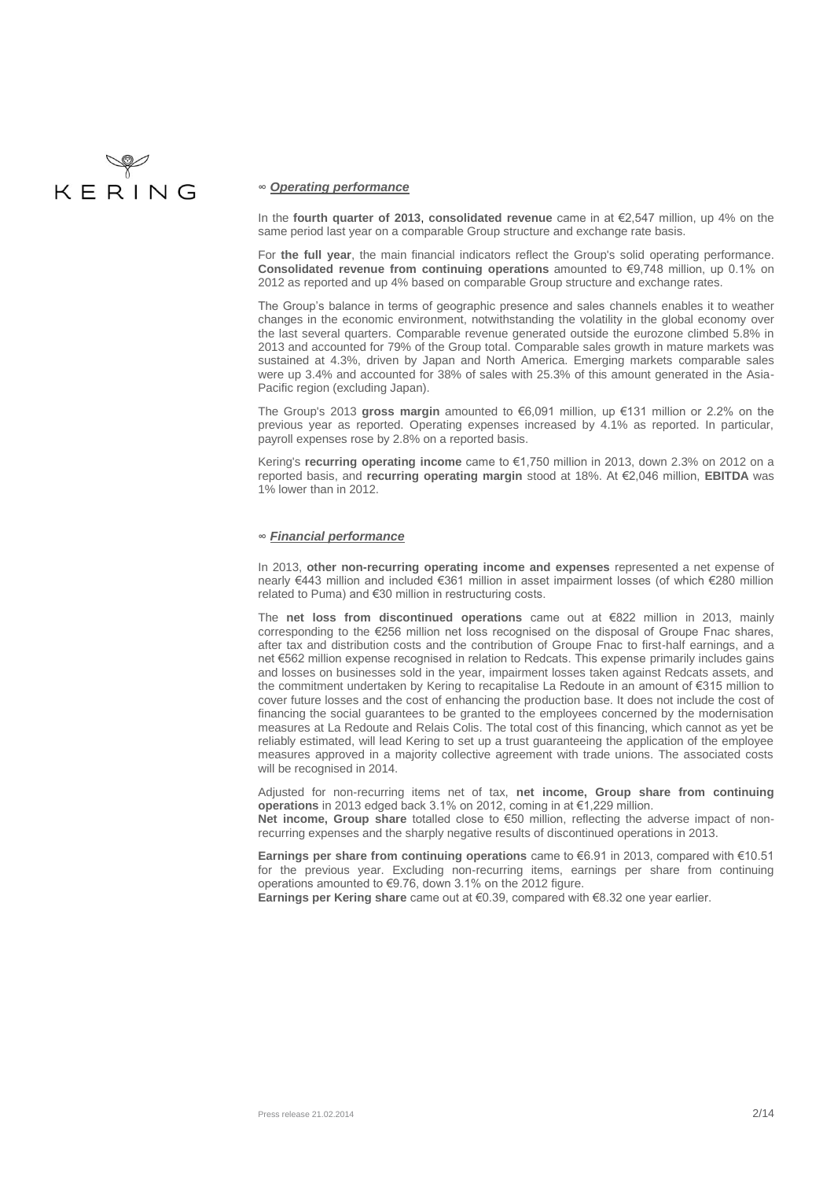## ∞ *Operating performance*

In the **fourth quarter of 2013, consolidated revenue** came in at €2,547 million, up 4% on the same period last year on a comparable Group structure and exchange rate basis.

For **the full year**, the main financial indicators reflect the Group's solid operating performance. **Consolidated revenue from continuing operations** amounted to €9,748 million, up 0.1% on 2012 as reported and up 4% based on comparable Group structure and exchange rates.

The Group's balance in terms of geographic presence and sales channels enables it to weather changes in the economic environment, notwithstanding the volatility in the global economy over the last several quarters. Comparable revenue generated outside the eurozone climbed 5.8% in 2013 and accounted for 79% of the Group total. Comparable sales growth in mature markets was sustained at 4.3%, driven by Japan and North America. Emerging markets comparable sales were up 3.4% and accounted for 38% of sales with 25.3% of this amount generated in the Asia-Pacific region (excluding Japan).

The Group's 2013 **gross margin** amounted to €6,091 million, up €131 million or 2.2% on the previous year as reported. Operating expenses increased by 4.1% as reported. In particular, payroll expenses rose by 2.8% on a reported basis.

Kering's **recurring operating income** came to €1,750 million in 2013, down 2.3% on 2012 on a reported basis, and **recurring operating margin** stood at 18%. At €2,046 million, **EBITDA** was 1% lower than in 2012.

## ∞ *Financial performance*

In 2013, **other non-recurring operating income and expenses** represented a net expense of nearly €443 million and included €361 million in asset impairment losses (of which €280 million related to Puma) and €30 million in restructuring costs.

The **net loss from discontinued operations** came out at €822 million in 2013, mainly corresponding to the €256 million net loss recognised on the disposal of Groupe Fnac shares, after tax and distribution costs and the contribution of Groupe Fnac to first-half earnings, and a net €562 million expense recognised in relation to Redcats. This expense primarily includes gains and losses on businesses sold in the year, impairment losses taken against Redcats assets, and the commitment undertaken by Kering to recapitalise La Redoute in an amount of €315 million to cover future losses and the cost of enhancing the production base. It does not include the cost of financing the social guarantees to be granted to the employees concerned by the modernisation measures at La Redoute and Relais Colis. The total cost of this financing, which cannot as yet be reliably estimated, will lead Kering to set up a trust guaranteeing the application of the employee measures approved in a majority collective agreement with trade unions. The associated costs will be recognised in 2014.

Adjusted for non-recurring items net of tax, **net income, Group share from continuing operations** in 2013 edged back 3.1% on 2012, coming in at €1,229 million.
**Net income, Group share** totalled close to €50 million, reflecting the adverse impact of non-recurring expenses and the sharply negative results of discontinued operations in 2013.

**Earnings per share from continuing operations** came to €6.91 in 2013, compared with €10.51 for the previous year. Excluding non-recurring items, earnings per share from continuing operations amounted to €9.76, down 3.1% on the 2012 figure.
**Earnings per Kering share** came out at €0.39, compared with €8.32 one year earlier.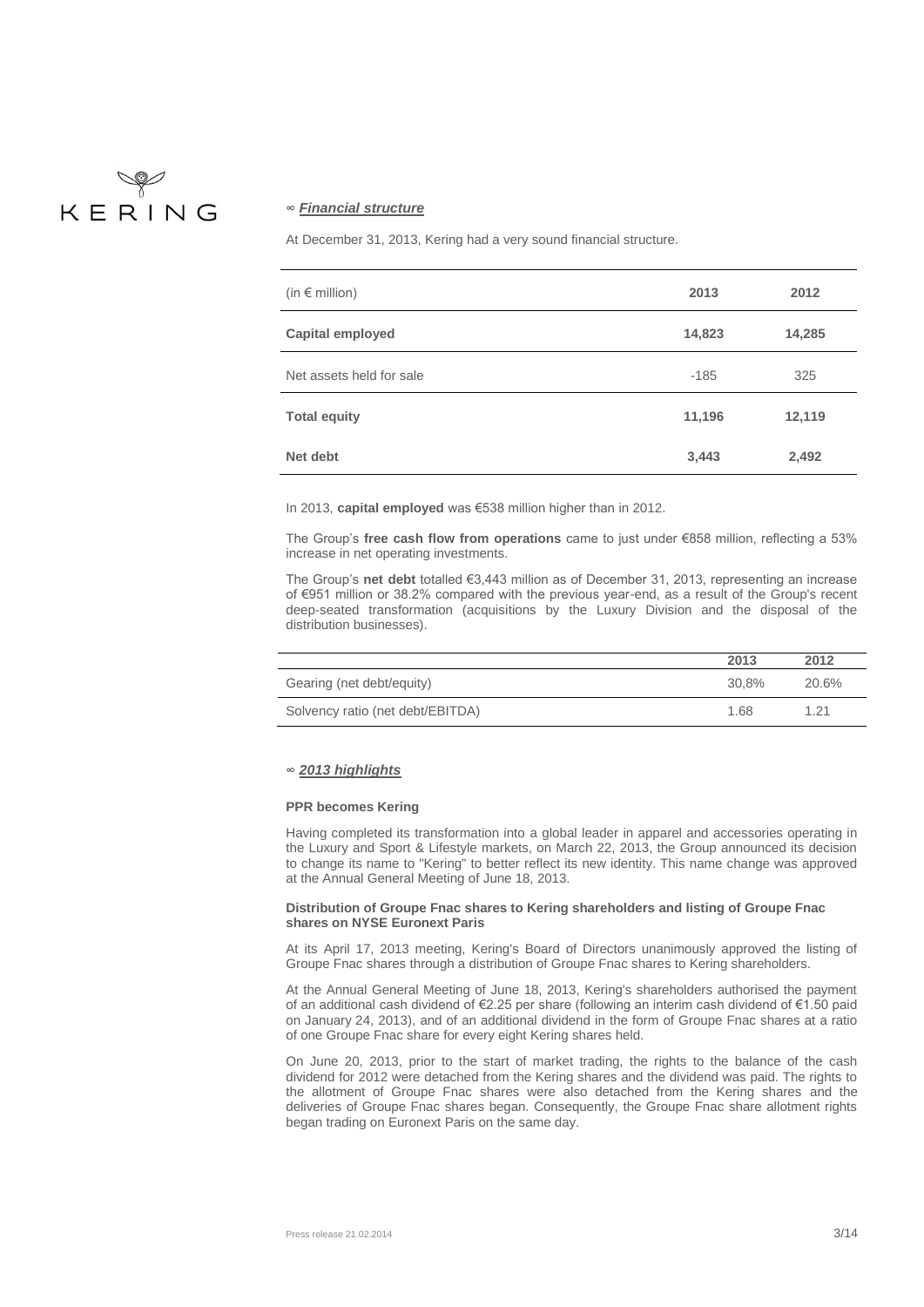## *Financial structure*

At December 31, 2013, Kering had a very sound financial structure.

| (in € million) | 2013 | 2012 |
|---|---|---|
| **Capital employed** | **14,823** | **14,285** |
| Net assets held for sale | -185 | 325 |
| **Total equity** | **11,196** | **12,119** |
| **Net debt** | **3,443** | **2,492** |

In 2013, **capital employed** was €538 million higher than in 2012.

The Group's **free cash flow from operations** came to just under €858 million, reflecting a 53% increase in net operating investments.

The Group's **net debt** totalled €3,443 million as of December 31, 2013, representing an increase of €951 million or 38.2% compared with the previous year-end, as a result of the Group's recent deep-seated transformation (acquisitions by the Luxury Division and the disposal of the distribution businesses).

| | 2013 | 2012 |
|---|---|---|
| Gearing (net debt/equity) | 30,8% | 20.6% |
| Solvency ratio (net debt/EBITDA) | 1.68 | 1.21 |

## *2013 highlights*

**PPR becomes Kering**

Having completed its transformation into a global leader in apparel and accessories operating in the Luxury and Sport & Lifestyle markets, on March 22, 2013, the Group announced its decision to change its name to "Kering" to better reflect its new identity. This name change was approved at the Annual General Meeting of June 18, 2013.

**Distribution of Groupe Fnac shares to Kering shareholders and listing of Groupe Fnac shares on NYSE Euronext Paris**

At its April 17, 2013 meeting, Kering's Board of Directors unanimously approved the listing of Groupe Fnac shares through a distribution of Groupe Fnac shares to Kering shareholders.

At the Annual General Meeting of June 18, 2013, Kering's shareholders authorised the payment of an additional cash dividend of €2.25 per share (following an interim cash dividend of €1.50 paid on January 24, 2013), and of an additional dividend in the form of Groupe Fnac shares at a ratio of one Groupe Fnac share for every eight Kering shares held.

On June 20, 2013, prior to the start of market trading, the rights to the balance of the cash dividend for 2012 were detached from the Kering shares and the dividend was paid. The rights to the allotment of Groupe Fnac shares were also detached from the Kering shares and the deliveries of Groupe Fnac shares began. Consequently, the Groupe Fnac share allotment rights began trading on Euronext Paris on the same day.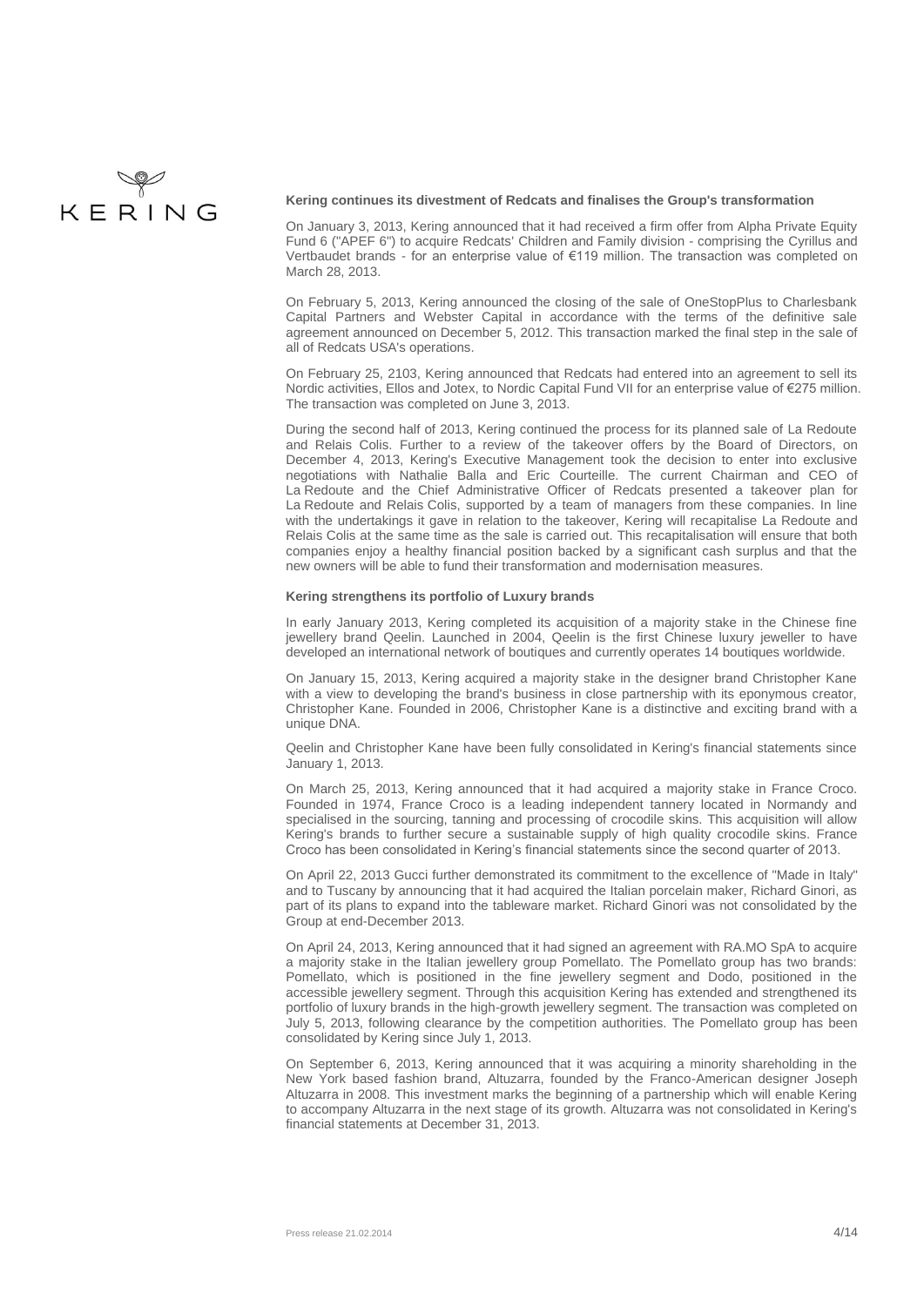**Kering continues its divestment of Redcats and finalises the Group's transformation**

On January 3, 2013, Kering announced that it had received a firm offer from Alpha Private Equity Fund 6 ("APEF 6") to acquire Redcats' Children and Family division - comprising the Cyrillus and Vertbaudet brands - for an enterprise value of €119 million. The transaction was completed on March 28, 2013.

On February 5, 2013, Kering announced the closing of the sale of OneStopPlus to Charlesbank Capital Partners and Webster Capital in accordance with the terms of the definitive sale agreement announced on December 5, 2012. This transaction marked the final step in the sale of all of Redcats USA's operations.

On February 25, 2103, Kering announced that Redcats had entered into an agreement to sell its Nordic activities, Ellos and Jotex, to Nordic Capital Fund VII for an enterprise value of €275 million. The transaction was completed on June 3, 2013.

During the second half of 2013, Kering continued the process for its planned sale of La Redoute and Relais Colis. Further to a review of the takeover offers by the Board of Directors, on December 4, 2013, Kering's Executive Management took the decision to enter into exclusive negotiations with Nathalie Balla and Eric Courteille. The current Chairman and CEO of La Redoute and the Chief Administrative Officer of Redcats presented a takeover plan for La Redoute and Relais Colis, supported by a team of managers from these companies. In line with the undertakings it gave in relation to the takeover, Kering will recapitalise La Redoute and Relais Colis at the same time as the sale is carried out. This recapitalisation will ensure that both companies enjoy a healthy financial position backed by a significant cash surplus and that the new owners will be able to fund their transformation and modernisation measures.

**Kering strengthens its portfolio of Luxury brands**

In early January 2013, Kering completed its acquisition of a majority stake in the Chinese fine jewellery brand Qeelin. Launched in 2004, Qeelin is the first Chinese luxury jeweller to have developed an international network of boutiques and currently operates 14 boutiques worldwide.

On January 15, 2013, Kering acquired a majority stake in the designer brand Christopher Kane with a view to developing the brand's business in close partnership with its eponymous creator, Christopher Kane. Founded in 2006, Christopher Kane is a distinctive and exciting brand with a unique DNA.

Qeelin and Christopher Kane have been fully consolidated in Kering's financial statements since January 1, 2013.

On March 25, 2013, Kering announced that it had acquired a majority stake in France Croco. Founded in 1974, France Croco is a leading independent tannery located in Normandy and specialised in the sourcing, tanning and processing of crocodile skins. This acquisition will allow Kering's brands to further secure a sustainable supply of high quality crocodile skins. France Croco has been consolidated in Kering's financial statements since the second quarter of 2013.

On April 22, 2013 Gucci further demonstrated its commitment to the excellence of "Made in Italy" and to Tuscany by announcing that it had acquired the Italian porcelain maker, Richard Ginori, as part of its plans to expand into the tableware market. Richard Ginori was not consolidated by the Group at end-December 2013.

On April 24, 2013, Kering announced that it had signed an agreement with RA.MO SpA to acquire a majority stake in the Italian jewellery group Pomellato. The Pomellato group has two brands: Pomellato, which is positioned in the fine jewellery segment and Dodo, positioned in the accessible jewellery segment. Through this acquisition Kering has extended and strengthened its portfolio of luxury brands in the high-growth jewellery segment. The transaction was completed on July 5, 2013, following clearance by the competition authorities. The Pomellato group has been consolidated by Kering since July 1, 2013.

On September 6, 2013, Kering announced that it was acquiring a minority shareholding in the New York based fashion brand, Altuzarra, founded by the Franco-American designer Joseph Altuzarra in 2008. This investment marks the beginning of a partnership which will enable Kering to accompany Altuzarra in the next stage of its growth. Altuzarra was not consolidated in Kering's financial statements at December 31, 2013.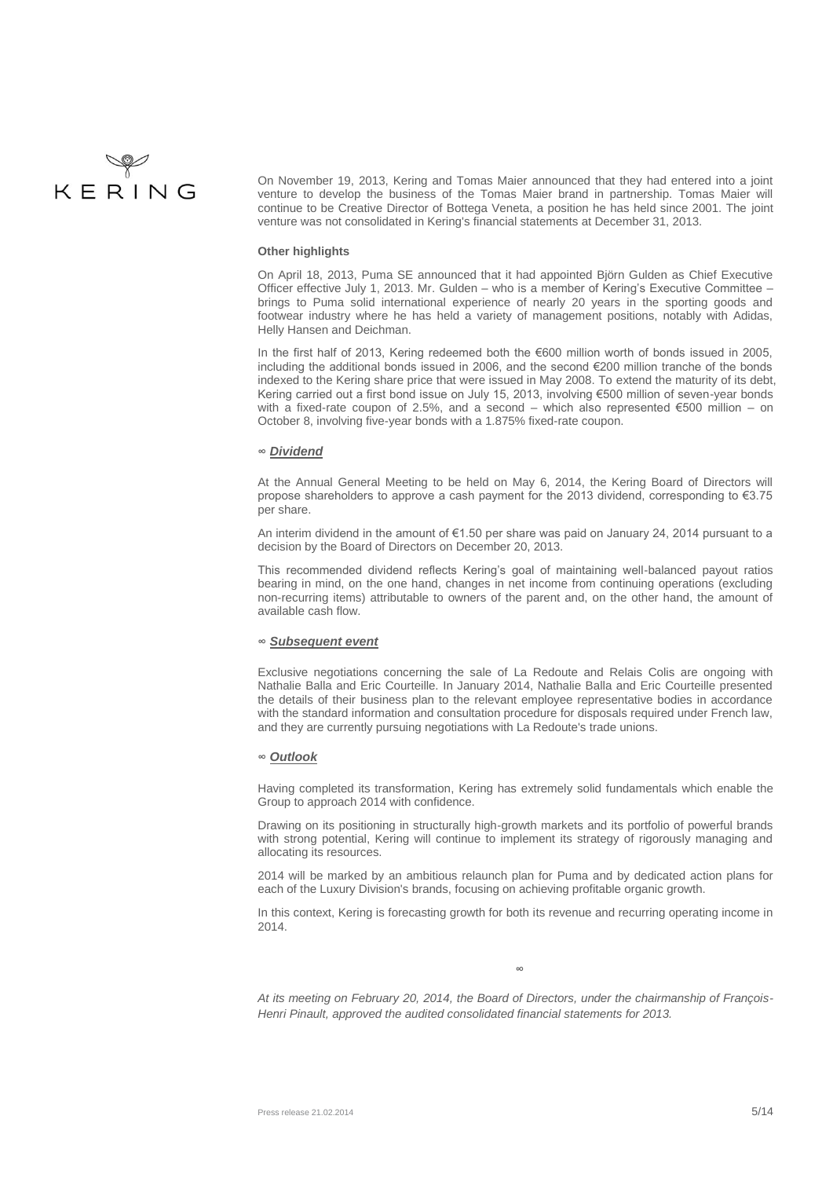On November 19, 2013, Kering and Tomas Maier announced that they had entered into a joint venture to develop the business of the Tomas Maier brand in partnership. Tomas Maier will continue to be Creative Director of Bottega Veneta, a position he has held since 2001. The joint venture was not consolidated in Kering's financial statements at December 31, 2013.

**Other highlights**

On April 18, 2013, Puma SE announced that it had appointed Björn Gulden as Chief Executive Officer effective July 1, 2013. Mr. Gulden – who is a member of Kering's Executive Committee – brings to Puma solid international experience of nearly 20 years in the sporting goods and footwear industry where he has held a variety of management positions, notably with Adidas, Helly Hansen and Deichman.

In the first half of 2013, Kering redeemed both the €600 million worth of bonds issued in 2005, including the additional bonds issued in 2006, and the second €200 million tranche of the bonds indexed to the Kering share price that were issued in May 2008. To extend the maturity of its debt, Kering carried out a first bond issue on July 15, 2013, involving €500 million of seven-year bonds with a fixed-rate coupon of 2.5%, and a second – which also represented €500 million – on October 8, involving five-year bonds with a 1.875% fixed-rate coupon.

## ∞ *Dividend*

At the Annual General Meeting to be held on May 6, 2014, the Kering Board of Directors will propose shareholders to approve a cash payment for the 2013 dividend, corresponding to €3.75 per share.

An interim dividend in the amount of €1.50 per share was paid on January 24, 2014 pursuant to a decision by the Board of Directors on December 20, 2013.

This recommended dividend reflects Kering's goal of maintaining well-balanced payout ratios bearing in mind, on the one hand, changes in net income from continuing operations (excluding non-recurring items) attributable to owners of the parent and, on the other hand, the amount of available cash flow.

## ∞ *Subsequent event*

Exclusive negotiations concerning the sale of La Redoute and Relais Colis are ongoing with Nathalie Balla and Eric Courteille. In January 2014, Nathalie Balla and Eric Courteille presented the details of their business plan to the relevant employee representative bodies in accordance with the standard information and consultation procedure for disposals required under French law, and they are currently pursuing negotiations with La Redoute's trade unions.

## ∞ *Outlook*

Having completed its transformation, Kering has extremely solid fundamentals which enable the Group to approach 2014 with confidence.

Drawing on its positioning in structurally high-growth markets and its portfolio of powerful brands with strong potential, Kering will continue to implement its strategy of rigorously managing and allocating its resources.

2014 will be marked by an ambitious relaunch plan for Puma and by dedicated action plans for each of the Luxury Division's brands, focusing on achieving profitable organic growth.

In this context, Kering is forecasting growth for both its revenue and recurring operating income in 2014.

∞

*At its meeting on February 20, 2014, the Board of Directors, under the chairmanship of François-Henri Pinault, approved the audited consolidated financial statements for 2013.*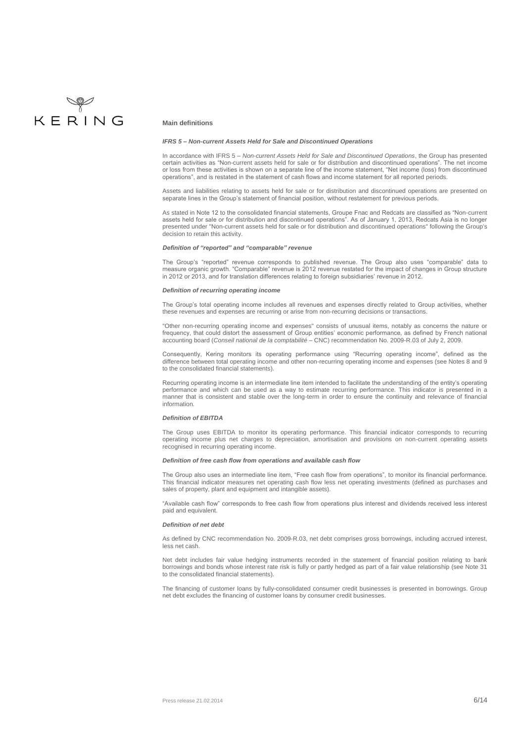## Main definitions

### *IFRS 5 – Non-current Assets Held for Sale and Discontinued Operations*

In accordance with IFRS 5 – *Non-current Assets Held for Sale and Discontinued Operations*, the Group has presented certain activities as "Non-current assets held for sale or for distribution and discontinued operations". The net income or loss from these activities is shown on a separate line of the income statement, "Net income (loss) from discontinued operations", and is restated in the statement of cash flows and income statement for all reported periods.

Assets and liabilities relating to assets held for sale or for distribution and discontinued operations are presented on separate lines in the Group's statement of financial position, without restatement for previous periods.

As stated in Note 12 to the consolidated financial statements, Groupe Fnac and Redcats are classified as "Non-current assets held for sale or for distribution and discontinued operations". As of January 1, 2013, Redcats Asia is no longer presented under "Non-current assets held for sale or for distribution and discontinued operations" following the Group's decision to retain this activity.

### *Definition of "reported" and "comparable" revenue*

The Group's "reported" revenue corresponds to published revenue. The Group also uses "comparable" data to measure organic growth. "Comparable" revenue is 2012 revenue restated for the impact of changes in Group structure in 2012 or 2013, and for translation differences relating to foreign subsidiaries' revenue in 2012.

### *Definition of recurring operating income*

The Group's total operating income includes all revenues and expenses directly related to Group activities, whether these revenues and expenses are recurring or arise from non-recurring decisions or transactions.

"Other non-recurring operating income and expenses" consists of unusual items, notably as concerns the nature or frequency, that could distort the assessment of Group entities' economic performance, as defined by French national accounting board (*Conseil national de la comptabilité* – CNC) recommendation No. 2009-R.03 of July 2, 2009.

Consequently, Kering monitors its operating performance using "Recurring operating income", defined as the difference between total operating income and other non-recurring operating income and expenses (see Notes 8 and 9 to the consolidated financial statements).

Recurring operating income is an intermediate line item intended to facilitate the understanding of the entity's operating performance and which can be used as a way to estimate recurring performance. This indicator is presented in a manner that is consistent and stable over the long-term in order to ensure the continuity and relevance of financial information.

### *Definition of EBITDA*

The Group uses EBITDA to monitor its operating performance. This financial indicator corresponds to recurring operating income plus net charges to depreciation, amortisation and provisions on non-current operating assets recognised in recurring operating income.

### *Definition of free cash flow from operations and available cash flow*

The Group also uses an intermediate line item, "Free cash flow from operations", to monitor its financial performance. This financial indicator measures net operating cash flow less net operating investments (defined as purchases and sales of property, plant and equipment and intangible assets).

"Available cash flow" corresponds to free cash flow from operations plus interest and dividends received less interest paid and equivalent.

### *Definition of net debt*

As defined by CNC recommendation No. 2009-R.03, net debt comprises gross borrowings, including accrued interest, less net cash.

Net debt includes fair value hedging instruments recorded in the statement of financial position relating to bank borrowings and bonds whose interest rate risk is fully or partly hedged as part of a fair value relationship (see Note 31 to the consolidated financial statements).

The financing of customer loans by fully-consolidated consumer credit businesses is presented in borrowings. Group net debt excludes the financing of customer loans by consumer credit businesses.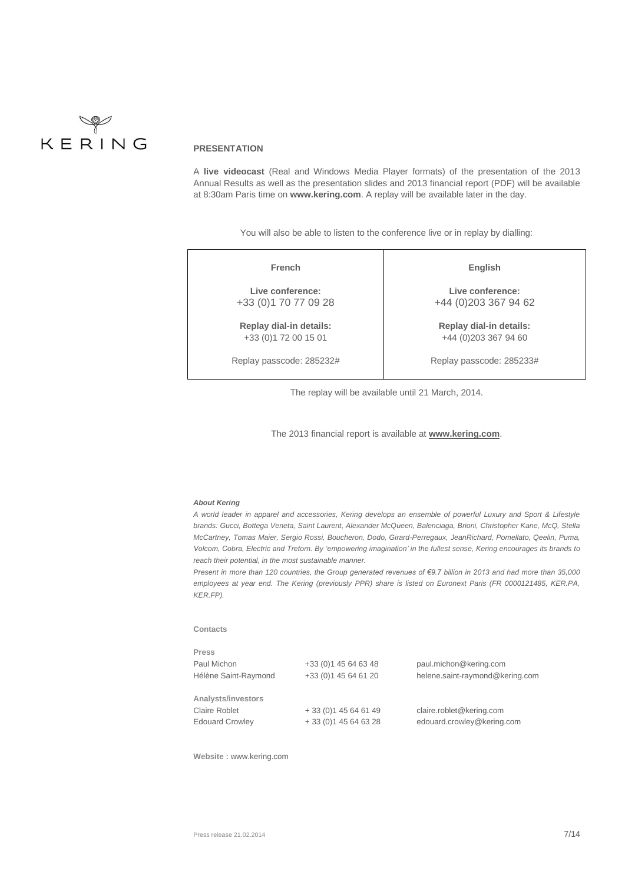## PRESENTATION

A **live videocast** (Real and Windows Media Player formats) of the presentation of the 2013 Annual Results as well as the presentation slides and 2013 financial report (PDF) will be available at 8:30am Paris time on **www.kering.com**. A replay will be available later in the day.

You will also be able to listen to the conference live or in replay by dialling:

| French | English |
|---|---|
| **Live conference:** +33 (0)1 70 77 09 28 | **Live conference:** +44 (0)203 367 94 62 |
| **Replay dial-in details:** +33 (0)1 72 00 15 01 | **Replay dial-in details:** +44 (0)203 367 94 60 |
| Replay passcode: 285232# | Replay passcode: 285233# |

The replay will be available until 21 March, 2014.

The 2013 financial report is available at **www.kering.com**.

***About Kering***

*A world leader in apparel and accessories, Kering develops an ensemble of powerful Luxury and Sport & Lifestyle brands: Gucci, Bottega Veneta, Saint Laurent, Alexander McQueen, Balenciaga, Brioni, Christopher Kane, McQ, Stella McCartney, Tomas Maier, Sergio Rossi, Boucheron, Dodo, Girard-Perregaux, JeanRichard, Pomellato, Qeelin, Puma, Volcom, Cobra, Electric and Tretorn. By 'empowering imagination' in the fullest sense, Kering encourages its brands to reach their potential, in the most sustainable manner.*

*Present in more than 120 countries, the Group generated revenues of €9.7 billion in 2013 and had more than 35,000 employees at year end. The Kering (previously PPR) share is listed on Euronext Paris (FR 0000121485, KER.PA, KER.FP).*

**Contacts**

**Press**

| | | |
|---|---|---|
| Paul Michon | +33 (0)1 45 64 63 48 | paul.michon@kering.com |
| Hélène Saint-Raymond | +33 (0)1 45 64 61 20 | helene.saint-raymond@kering.com |

**Analysts/investors**

| | | |
|---|---|---|
| Claire Roblet | + 33 (0)1 45 64 61 49 | claire.roblet@kering.com |
| Edouard Crowley | + 33 (0)1 45 64 63 28 | edouard.crowley@kering.com |

**Website :** www.kering.com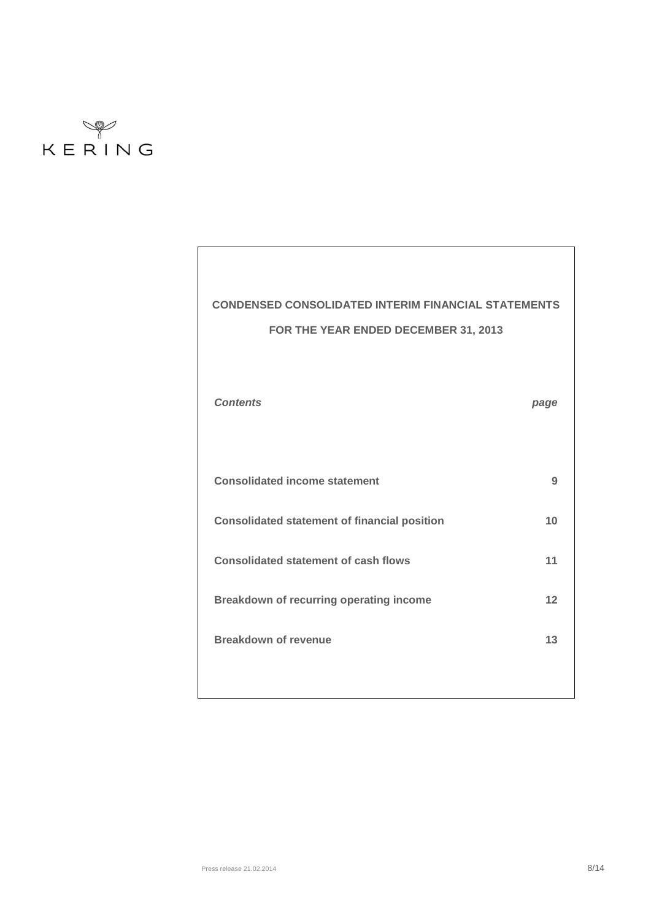KERING

**CONDENSED CONSOLIDATED INTERIM FINANCIAL STATEMENTS**

**FOR THE YEAR ENDED DECEMBER 31, 2013**

| ***Contents*** | ***page*** |
|---|---|
| **Consolidated income statement** | **9** |
| **Consolidated statement of financial position** | **10** |
| **Consolidated statement of cash flows** | **11** |
| **Breakdown of recurring operating income** | **12** |
| **Breakdown of revenue** | **13** |

Press release 21.02.2014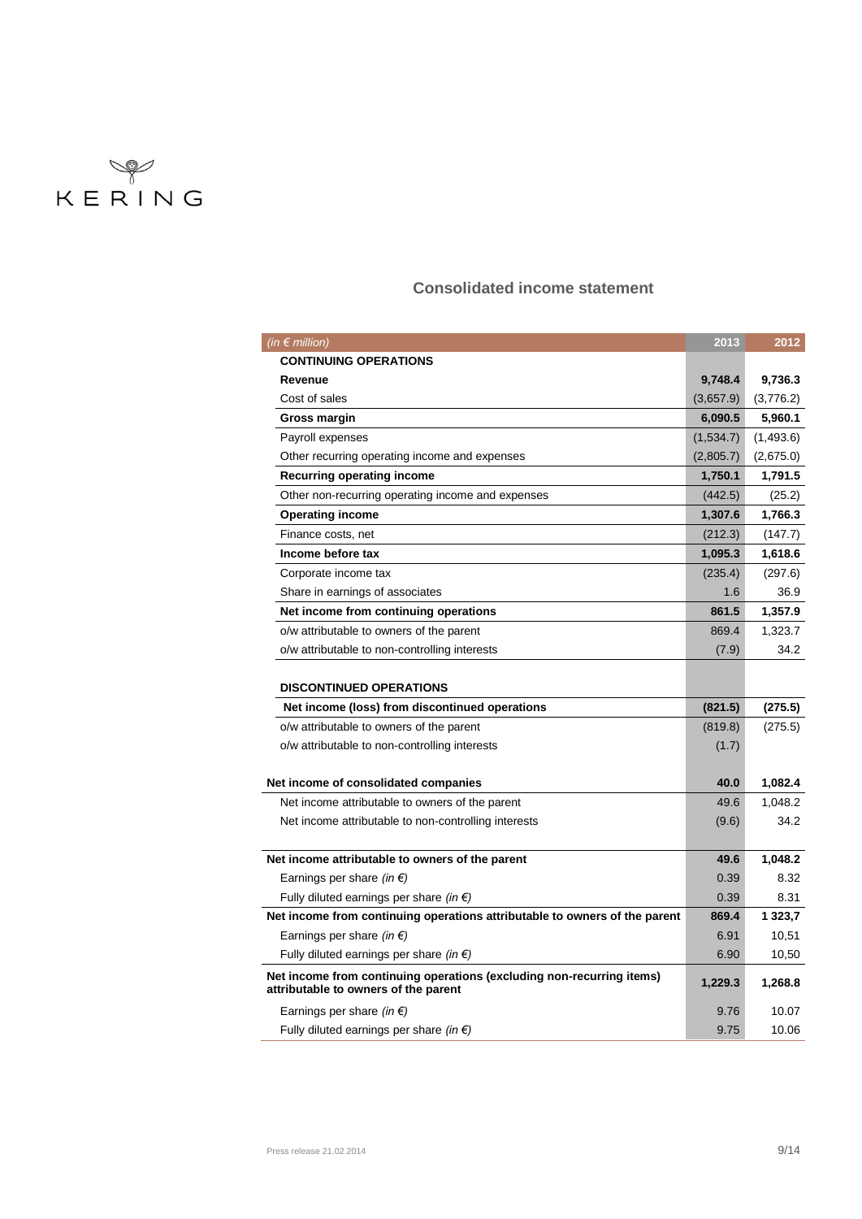KERING

## Consolidated income statement

| *(in € million)* | 2013 | 2012 |
|---|---|---|
| **CONTINUING OPERATIONS** | | |
| **Revenue** | **9,748.4** | **9,736.3** |
| Cost of sales | (3,657.9) | (3,776.2) |
| **Gross margin** | **6,090.5** | **5,960.1** |
| Payroll expenses | (1,534.7) | (1,493.6) |
| Other recurring operating income and expenses | (2,805.7) | (2,675.0) |
| **Recurring operating income** | **1,750.1** | **1,791.5** |
| Other non-recurring operating income and expenses | (442.5) | (25.2) |
| **Operating income** | **1,307.6** | **1,766.3** |
| Finance costs, net | (212.3) | (147.7) |
| **Income before tax** | **1,095.3** | **1,618.6** |
| Corporate income tax | (235.4) | (297.6) |
| Share in earnings of associates | 1.6 | 36.9 |
| **Net income from continuing operations** | **861.5** | **1,357.9** |
| o/w attributable to owners of the parent | 869.4 | 1,323.7 |
| o/w attributable to non-controlling interests | (7.9) | 34.2 |
| | | |
| **DISCONTINUED OPERATIONS** | | |
| **Net income (loss) from discontinued operations** | **(821.5)** | **(275.5)** |
| o/w attributable to owners of the parent | (819.8) | (275.5) |
| o/w attributable to non-controlling interests | (1.7) | |
| | | |
| **Net income of consolidated companies** | **40.0** | **1,082.4** |
| Net income attributable to owners of the parent | 49.6 | 1,048.2 |
| Net income attributable to non-controlling interests | (9.6) | 34.2 |
| | | |
| **Net income attributable to owners of the parent** | **49.6** | **1,048.2** |
| Earnings per share *(in €)* | 0.39 | 8.32 |
| Fully diluted earnings per share *(in €)* | 0.39 | 8.31 |
| **Net income from continuing operations attributable to owners of the parent** | **869.4** | **1 323,7** |
| Earnings per share *(in €)* | 6.91 | 10,51 |
| Fully diluted earnings per share *(in €)* | 6.90 | 10,50 |
| **Net income from continuing operations (excluding non-recurring items) attributable to owners of the parent** | **1,229.3** | **1,268.8** |
| Earnings per share *(in €)* | 9.76 | 10.07 |
| Fully diluted earnings per share *(in €)* | 9.75 | 10.06 |

Press release 21.02.2014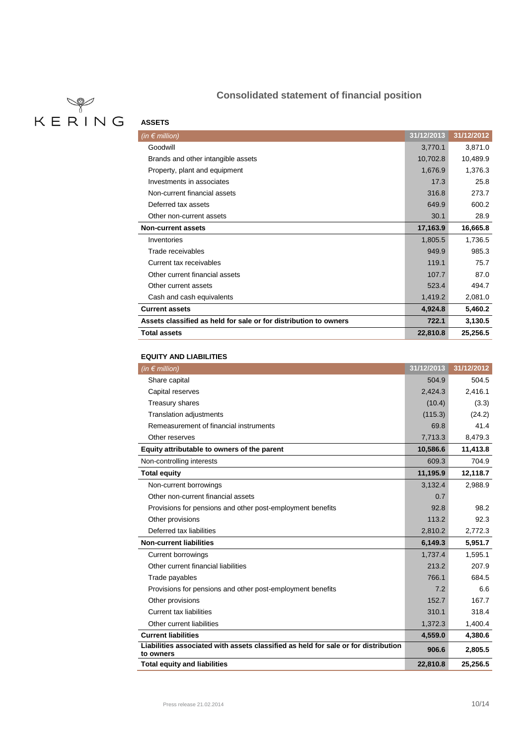# Consolidated statement of financial position

**ASSETS**

| *(in € million)* | 31/12/2013 | 31/12/2012 |
|---|---|---|
| Goodwill | 3,770.1 | 3,871.0 |
| Brands and other intangible assets | 10,702.8 | 10,489.9 |
| Property, plant and equipment | 1,676.9 | 1,376.3 |
| Investments in associates | 17.3 | 25.8 |
| Non-current financial assets | 316.8 | 273.7 |
| Deferred tax assets | 649.9 | 600.2 |
| Other non-current assets | 30.1 | 28.9 |
| **Non-current assets** | **17,163.9** | **16,665.8** |
| Inventories | 1,805.5 | 1,736.5 |
| Trade receivables | 949.9 | 985.3 |
| Current tax receivables | 119.1 | 75.7 |
| Other current financial assets | 107.7 | 87.0 |
| Other current assets | 523.4 | 494.7 |
| Cash and cash equivalents | 1,419.2 | 2,081.0 |
| **Current assets** | **4,924.8** | **5,460.2** |
| **Assets classified as held for sale or for distribution to owners** | **722.1** | **3,130.5** |
| **Total assets** | **22,810.8** | **25,256.5** |

**EQUITY AND LIABILITIES**

| *(in € million)* | 31/12/2013 | 31/12/2012 |
|---|---|---|
| Share capital | 504.9 | 504.5 |
| Capital reserves | 2,424.3 | 2,416.1 |
| Treasury shares | (10.4) | (3.3) |
| Translation adjustments | (115.3) | (24.2) |
| Remeasurement of financial instruments | 69.8 | 41.4 |
| Other reserves | 7,713.3 | 8,479.3 |
| **Equity attributable to owners of the parent** | **10,586.6** | **11,413.8** |
| Non-controlling interests | 609.3 | 704.9 |
| **Total equity** | **11,195.9** | **12,118.7** |
| Non-current borrowings | 3,132.4 | 2,988.9 |
| Other non-current financial assets | 0.7 | |
| Provisions for pensions and other post-employment benefits | 92.8 | 98.2 |
| Other provisions | 113.2 | 92.3 |
| Deferred tax liabilities | 2,810.2 | 2,772.3 |
| **Non-current liabilities** | **6,149.3** | **5,951.7** |
| Current borrowings | 1,737.4 | 1,595.1 |
| Other current financial liabilities | 213.2 | 207.9 |
| Trade payables | 766.1 | 684.5 |
| Provisions for pensions and other post-employment benefits | 7.2 | 6.6 |
| Other provisions | 152.7 | 167.7 |
| Current tax liabilities | 310.1 | 318.4 |
| Other current liabilities | 1,372.3 | 1,400.4 |
| **Current liabilities** | **4,559.0** | **4,380.6** |
| **Liabilities associated with assets classified as held for sale or for distribution to owners** | **906.6** | **2,805.5** |
| **Total equity and liabilities** | **22,810.8** | **25,256.5** |

Press release 21.02.2014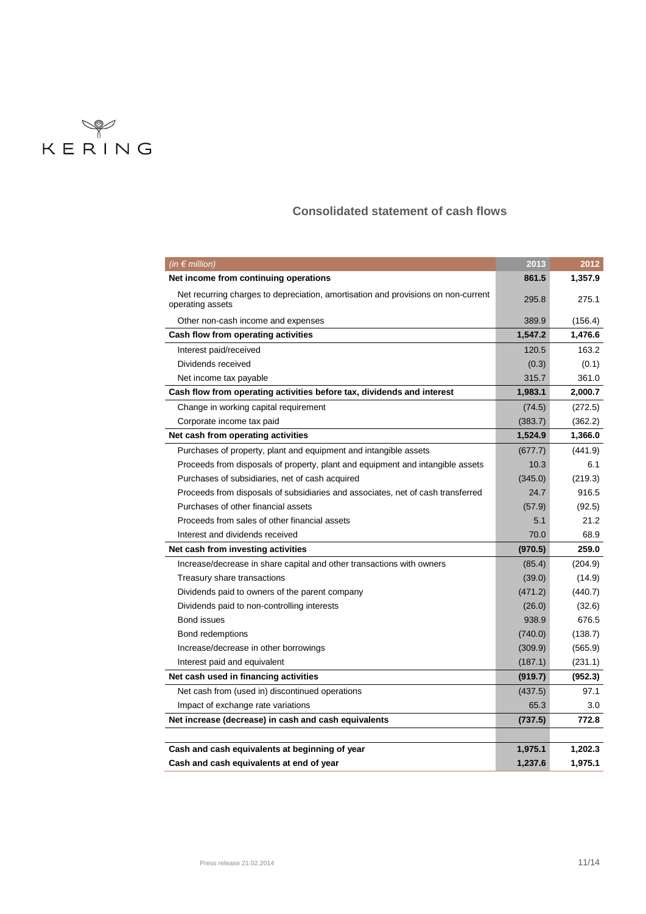KERING

## Consolidated statement of cash flows

| *(in € million)* | 2013 | 2012 |
|---|---|---|
| **Net income from continuing operations** | **861.5** | **1,357.9** |
| Net recurring charges to depreciation, amortisation and provisions on non-current operating assets | 295.8 | 275.1 |
| Other non-cash income and expenses | 389.9 | (156.4) |
| **Cash flow from operating activities** | **1,547.2** | **1,476.6** |
| Interest paid/received | 120.5 | 163.2 |
| Dividends received | (0.3) | (0.1) |
| Net income tax payable | 315.7 | 361.0 |
| **Cash flow from operating activities before tax, dividends and interest** | **1,983.1** | **2,000.7** |
| Change in working capital requirement | (74.5) | (272.5) |
| Corporate income tax paid | (383.7) | (362.2) |
| **Net cash from operating activities** | **1,524.9** | **1,366.0** |
| Purchases of property, plant and equipment and intangible assets | (677.7) | (441.9) |
| Proceeds from disposals of property, plant and equipment and intangible assets | 10.3 | 6.1 |
| Purchases of subsidiaries, net of cash acquired | (345.0) | (219.3) |
| Proceeds from disposals of subsidiaries and associates, net of cash transferred | 24.7 | 916.5 |
| Purchases of other financial assets | (57.9) | (92.5) |
| Proceeds from sales of other financial assets | 5.1 | 21.2 |
| Interest and dividends received | 70.0 | 68.9 |
| **Net cash from investing activities** | **(970.5)** | **259.0** |
| Increase/decrease in share capital and other transactions with owners | (85.4) | (204.9) |
| Treasury share transactions | (39.0) | (14.9) |
| Dividends paid to owners of the parent company | (471.2) | (440.7) |
| Dividends paid to non-controlling interests | (26.0) | (32.6) |
| Bond issues | 938.9 | 676.5 |
| Bond redemptions | (740.0) | (138.7) |
| Increase/decrease in other borrowings | (309.9) | (565.9) |
| Interest paid and equivalent | (187.1) | (231.1) |
| **Net cash used in financing activities** | **(919.7)** | **(952.3)** |
| Net cash from (used in) discontinued operations | (437.5) | 97.1 |
| Impact of exchange rate variations | 65.3 | 3.0 |
| **Net increase (decrease) in cash and cash equivalents** | **(737.5)** | **772.8** |
| | | |
| **Cash and cash equivalents at beginning of year** | **1,975.1** | **1,202.3** |
| **Cash and cash equivalents at end of year** | **1,237.6** | **1,975.1** |

Press release 21.02.2014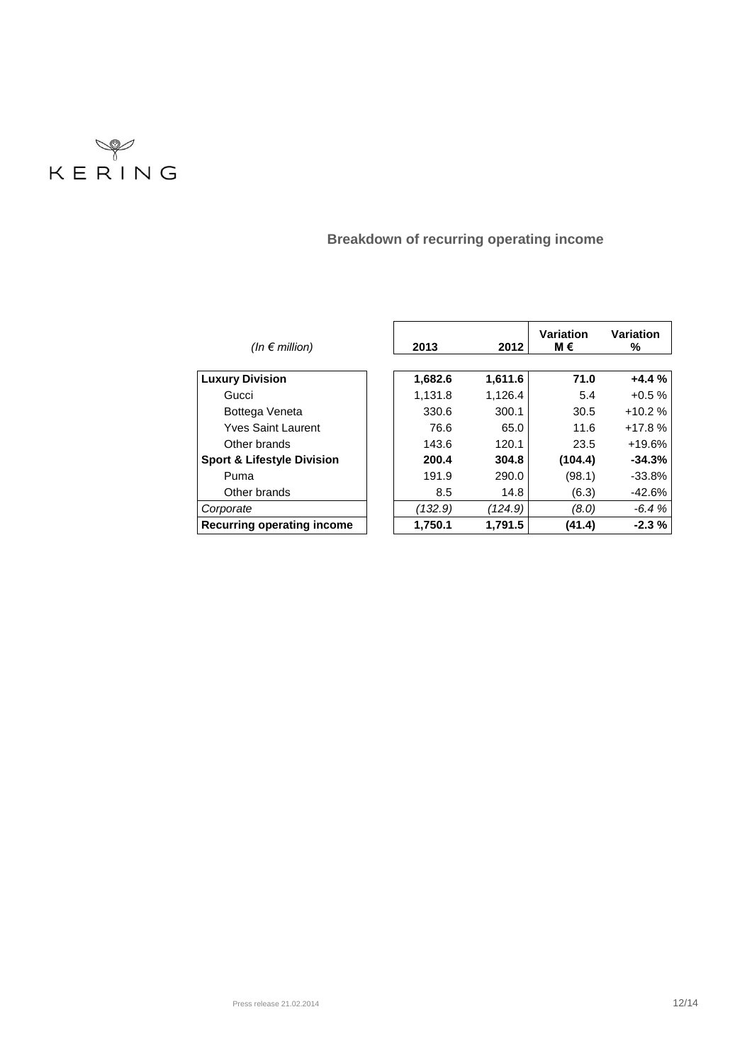KERING

## Breakdown of recurring operating income

| *(In € million)* | 2013 | 2012 | Variation M € | Variation % |
|---|---|---|---|---|
| **Luxury Division** | **1,682.6** | **1,611.6** | **71.0** | **+4.4 %** |
| Gucci | 1,131.8 | 1,126.4 | 5.4 | +0.5 % |
| Bottega Veneta | 330.6 | 300.1 | 30.5 | +10.2 % |
| Yves Saint Laurent | 76.6 | 65.0 | 11.6 | +17.8 % |
| Other brands | 143.6 | 120.1 | 23.5 | +19.6% |
| **Sport & Lifestyle Division** | **200.4** | **304.8** | **(104.4)** | **-34.3%** |
| Puma | 191.9 | 290.0 | (98.1) | -33.8% |
| Other brands | 8.5 | 14.8 | (6.3) | -42.6% |
| *Corporate* | *(132.9)* | *(124.9)* | *(8.0)* | *-6.4 %* |
| **Recurring operating income** | **1,750.1** | **1,791.5** | **(41.4)** | **-2.3 %** |

Press release 21.02.2014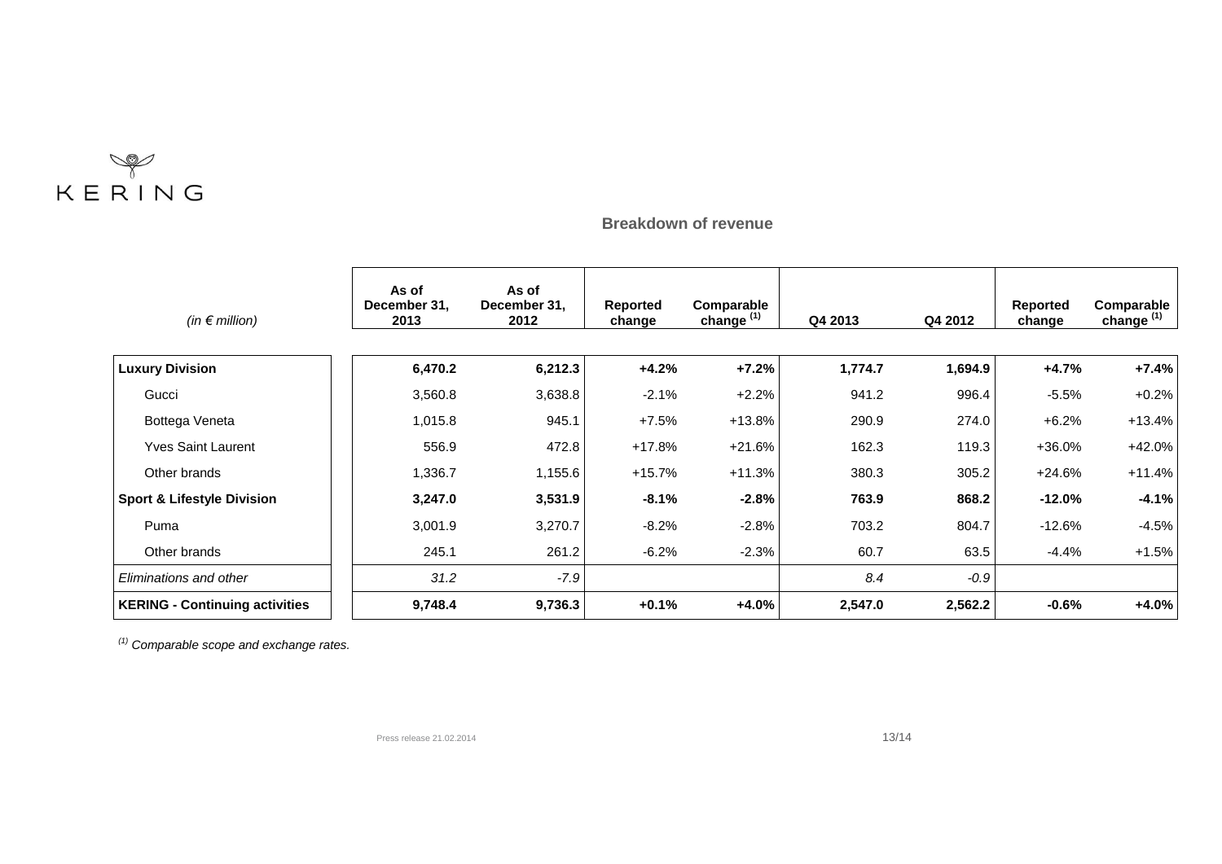## Breakdown of revenue

| *(in € million)* | As of December 31, 2013 | As of December 31, 2012 | Reported change | Comparable change [1] | Q4 2013 | Q4 2012 | Reported change | Comparable change [1] |
|---|---|---|---|---|---|---|---|---|
| **Luxury Division** | **6,470.2** | **6,212.3** | **+4.2%** | **+7.2%** | **1,774.7** | **1,694.9** | **+4.7%** | **+7.4%** |
| Gucci | 3,560.8 | 3,638.8 | -2.1% | +2.2% | 941.2 | 996.4 | -5.5% | +0.2% |
| Bottega Veneta | 1,015.8 | 945.1 | +7.5% | +13.8% | 290.9 | 274.0 | +6.2% | +13.4% |
| Yves Saint Laurent | 556.9 | 472.8 | +17.8% | +21.6% | 162.3 | 119.3 | +36.0% | +42.0% |
| Other brands | 1,336.7 | 1,155.6 | +15.7% | +11.3% | 380.3 | 305.2 | +24.6% | +11.4% |
| **Sport & Lifestyle Division** | **3,247.0** | **3,531.9** | **-8.1%** | **-2.8%** | **763.9** | **868.2** | **-12.0%** | **-4.1%** |
| Puma | 3,001.9 | 3,270.7 | -8.2% | -2.8% | 703.2 | 804.7 | -12.6% | -4.5% |
| Other brands | 245.1 | 261.2 | -6.2% | -2.3% | 60.7 | 63.5 | -4.4% | +1.5% |
| *Eliminations and other* | *31.2* | *-7.9* | | | *8.4* | *-0.9* | | |
| **KERING - Continuing activities** | **9,748.4** | **9,736.3** | **+0.1%** | **+4.0%** | **2,547.0** | **2,562.2** | **-0.6%** | **+4.0%** |

*[1] Comparable scope and exchange rates.*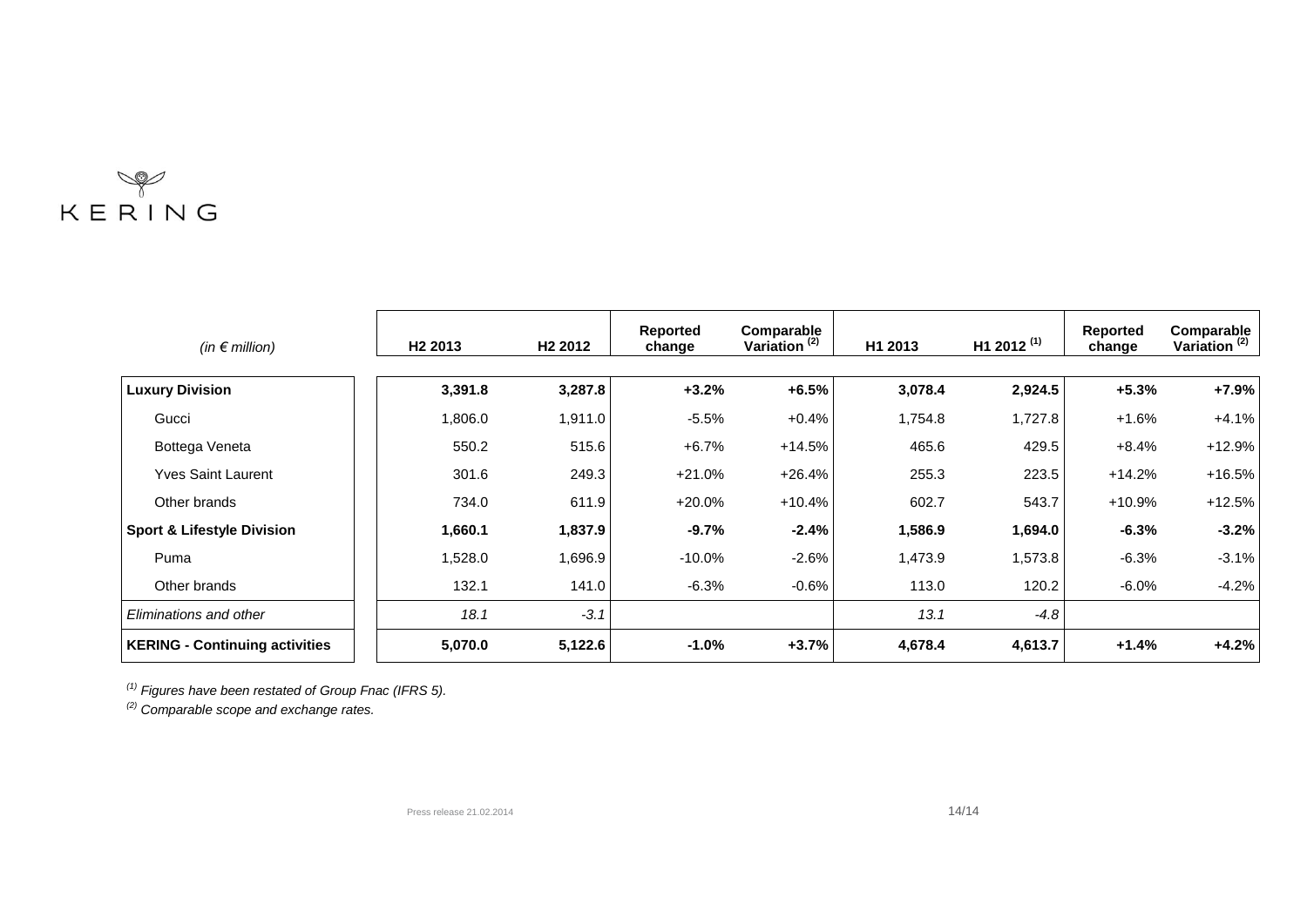KERING

| *(in € million)* | H2 2013 | H2 2012 | Reported change | Comparable Variation [2] | H1 2013 | H1 2012 [1] | Reported change | Comparable Variation [2] |
|---|---|---|---|---|---|---|---|---|
| **Luxury Division** | **3,391.8** | **3,287.8** | **+3.2%** | **+6.5%** | **3,078.4** | **2,924.5** | **+5.3%** | **+7.9%** |
| Gucci | 1,806.0 | 1,911.0 | -5.5% | +0.4% | 1,754.8 | 1,727.8 | +1.6% | +4.1% |
| Bottega Veneta | 550.2 | 515.6 | +6.7% | +14.5% | 465.6 | 429.5 | +8.4% | +12.9% |
| Yves Saint Laurent | 301.6 | 249.3 | +21.0% | +26.4% | 255.3 | 223.5 | +14.2% | +16.5% |
| Other brands | 734.0 | 611.9 | +20.0% | +10.4% | 602.7 | 543.7 | +10.9% | +12.5% |
| **Sport & Lifestyle Division** | **1,660.1** | **1,837.9** | **-9.7%** | **-2.4%** | **1,586.9** | **1,694.0** | **-6.3%** | **-3.2%** |
| Puma | 1,528.0 | 1,696.9 | -10.0% | -2.6% | 1,473.9 | 1,573.8 | -6.3% | -3.1% |
| Other brands | 132.1 | 141.0 | -6.3% | -0.6% | 113.0 | 120.2 | -6.0% | -4.2% |
| *Eliminations and other* | *18.1* | *-3.1* | | | *13.1* | *-4.8* | | |
| **KERING - Continuing activities** | **5,070.0** | **5,122.6** | **-1.0%** | **+3.7%** | **4,678.4** | **4,613.7** | **+1.4%** | **+4.2%** |

*[1] Figures have been restated of Group Fnac (IFRS 5).*

*[2] Comparable scope and exchange rates.*